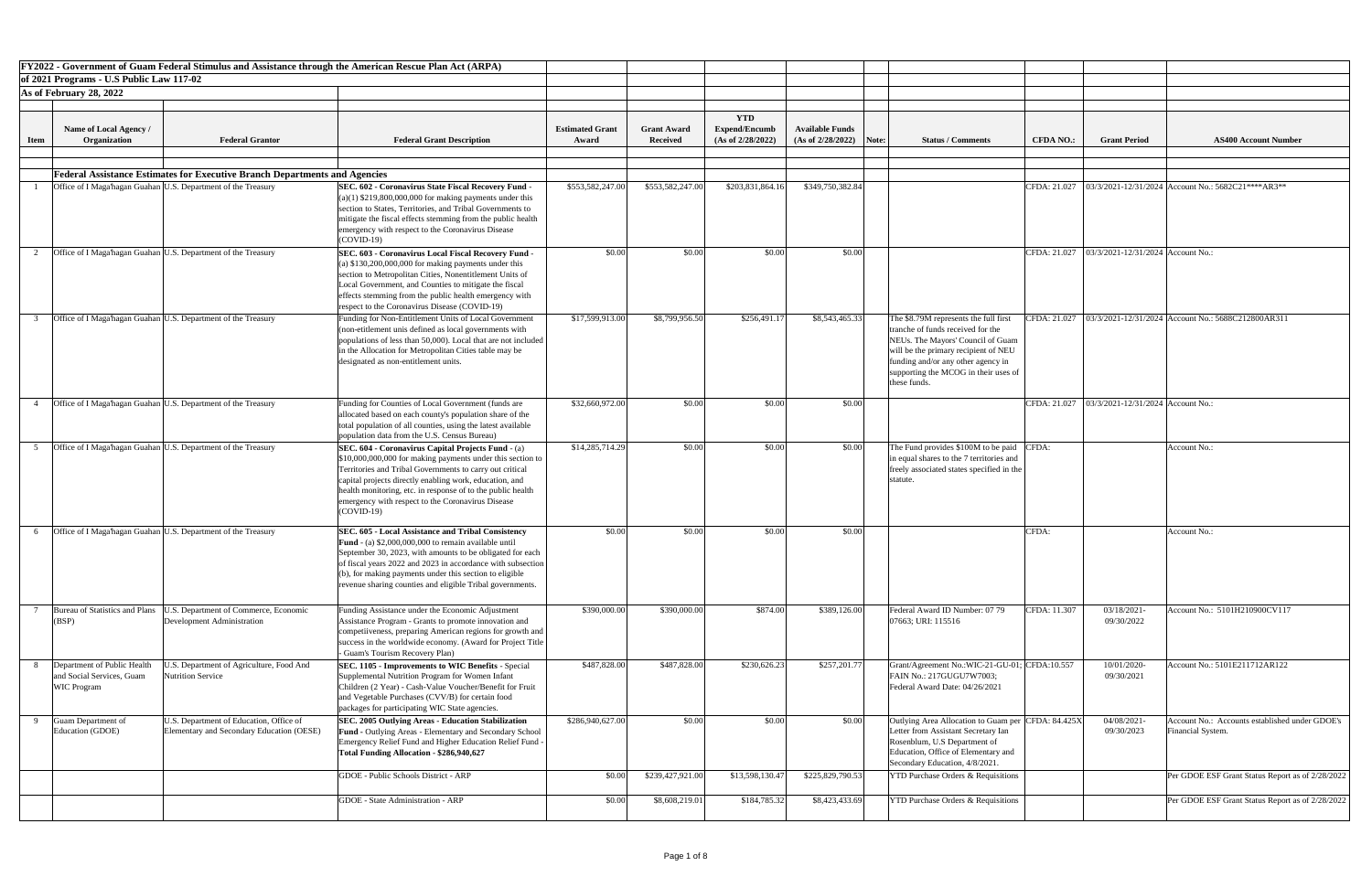**FY2022 - Government of Guam Federal Stimulus and Assistance through the American Rescue Plan Act (ARPA)**

**of 2021 Programs - U.S Public Law 117-02**

**As of February 28, 2022**

| Item | Name of Local Agency / Organization | Federal Grantor | Federal Grant Description | Estimated Grant Award | Grant Award Received | YTD Expend/Encumb (As of 2/28/2022) | Available Funds (As of 2/28/2022) | Note: | Status / Comments | CFDA NO.: | Grant Period | AS400 Account Number |
|---|---|---|---|---|---|---|---|---|---|---|---|---|
| | **Federal Assistance Estimates for Executive Branch Departments and Agencies** | | | | | | | | | | | |
| 1 | Office of I Maga'hagan Guahan | U.S. Department of the Treasury | **SEC. 602 - Coronavirus State Fiscal Recovery Fund** - (a)(1) $219,800,000,000 for making payments under this section to States, Territories, and Tribal Governments to mitigate the fiscal effects stemming from the public health emergency with respect to the Coronavirus Disease (COVID-19) | $553,582,247.00 | $553,582,247.00 | $203,831,864.16 | $349,750,382.84 | | | CFDA: 21.027 | 03/3/2021-12/31/2024 | Account No.: 5682C21****AR3** |
| 2 | Office of I Maga'hagan Guahan | U.S. Department of the Treasury | **SEC. 603 - Coronavirus Local Fiscal Recovery Fund** - (a) $130,200,000,000 for making payments under this section to Metropolitan Cities, Nonentitlement Units of Local Government, and Counties to mitigate the fiscal effects stemming from the public health emergency with respect to the Coronavirus Disease (COVID-19) | $0.00 | $0.00 | $0.00 | $0.00 | | | CFDA: 21.027 | 03/3/2021-12/31/2024 | Account No.: |
| 3 | Office of I Maga'hagan Guahan | U.S. Department of the Treasury | Funding for Non-Entitlement Units of Local Government (non-etitlement unis defined as local governments with populations of less than 50,000). Local that are not included in the Allocation for Metropolitan Cities table may be designated as non-entitlement units. | $17,599,913.00 | $8,799,956.50 | $256,491.17 | $8,543,465.33 | | The $8.79M represents the full first tranche of funds received for the NEUs. The Mayors' Council of Guam will be the primary recipient of NEU funding and/or any other agency in supporting the MCOG in their uses of these funds. | CFDA: 21.027 | 03/3/2021-12/31/2024 | Account No.: 5688C212800AR311 |
| 4 | Office of I Maga'hagan Guahan | U.S. Department of the Treasury | Funding for Counties of Local Government (funds are allocated based on each county's population share of the total population of all counties, using the latest available population data from the U.S. Census Bureau) | $32,660,972.00 | $0.00 | $0.00 | $0.00 | | | CFDA: 21.027 | 03/3/2021-12/31/2024 | Account No.: |
| 5 | Office of I Maga'hagan Guahan | U.S. Department of the Treasury | **SEC. 604 - Coronavirus Capital Projects Fund** - (a) $10,000,000,000 for making payments under this section to Territories and Tribal Governments to carry out critical capital projects directly enabling work, education, and health monitoring, etc. in response of to the public health emergency with respect to the Coronavirus Disease (COVID-19) | $14,285,714.29 | $0.00 | $0.00 | $0.00 | | The Fund provides $100M to be paid in equal shares to the 7 territories and freely associated states specified in the statute. | CFDA: | | Account No.: |
| 6 | Office of I Maga'hagan Guahan | U.S. Department of the Treasury | **SEC. 605 - Local Assistance and Tribal Consistency Fund** - (a) $2,000,000,000 to remain available until September 30, 2023, with amounts to be obligated for each of fiscal years 2022 and 2023 in accordance with subsection (b), for making payments under this section to eligible revenue sharing counties and eligible Tribal governments. | $0.00 | $0.00 | $0.00 | $0.00 | | | CFDA: | | Account No.: |
| 7 | Bureau of Statistics and Plans (BSP) | U.S. Department of Commerce, Economic Development Administration | Funding Assistance under the Economic Adjustment Assistance Program - Grants to promote innovation and competiiveness, preparing American regions for growth and success in the worldwide economy. (Award for Project Title - Guam's Tourism Recovery Plan) | $390,000.00 | $390,000.00 | $874.00 | $389,126.00 | | Federal Award ID Number: 07 79 07663; URI: 115516 | CFDA: 11.307 | 03/18/2021-09/30/2022 | Account No.: 5101H210900CV117 |
| 8 | Department of Public Health and Social Services, Guam WIC Program | U.S. Department of Agriculture, Food And Nutrition Service | **SEC. 1105 - Improvements to WIC Benefits** - Special Supplemental Nutrition Program for Women Infant Children (2 Year) - Cash-Value Voucher/Benefit for Fruit and Vegetable Purchases (CVV/B) for certain food packages for participating WIC State agencies. | $487,828.00 | $487,828.00 | $230,626.23 | $257,201.77 | | Grant/Agreement No.:WIC-21-GU-01; FAIN No.: 217GUGU7W7003; Federal Award Date: 04/26/2021 | CFDA:10.557 | 10/01/2020-09/30/2021 | Account No.: 5101E211712AR122 |
| 9 | Guam Department of Education (GDOE) | U.S. Department of Education, Office of Elementary and Secondary Education (OESE) | **SEC. 2005 Outlying Areas - Education Stabilization Fund** - Outlying Areas - Elementary and Secondary School Emergency Relief Fund and Higher Education Relief Fund - **Total Funding Allocation - $286,940,627** | $286,940,627.00 | $0.00 | $0.00 | $0.00 | | Outlying Area Allocation to Guam per Letter from Assistant Secretary Ian Rosenblum, U.S Department of Education, Office of Elementary and Secondary Education, 4/8/2021. | CFDA: 84.425X | 04/08/2021-09/30/2023 | Account No.: Accounts established under GDOE's Financial System. |
| | | | GDOE - Public Schools District - ARP | $0.00 | $239,427,921.00 | $13,598,130.47 | $225,829,790.53 | | YTD Purchase Orders & Requisitions | | | Per GDOE ESF Grant Status Report as of 2/28/2022 |
| | | | GDOE - State Administration - ARP | $0.00 | $8,608,219.01 | $184,785.32 | $8,423,433.69 | | YTD Purchase Orders & Requisitions | | | Per GDOE ESF Grant Status Report as of 2/28/2022 |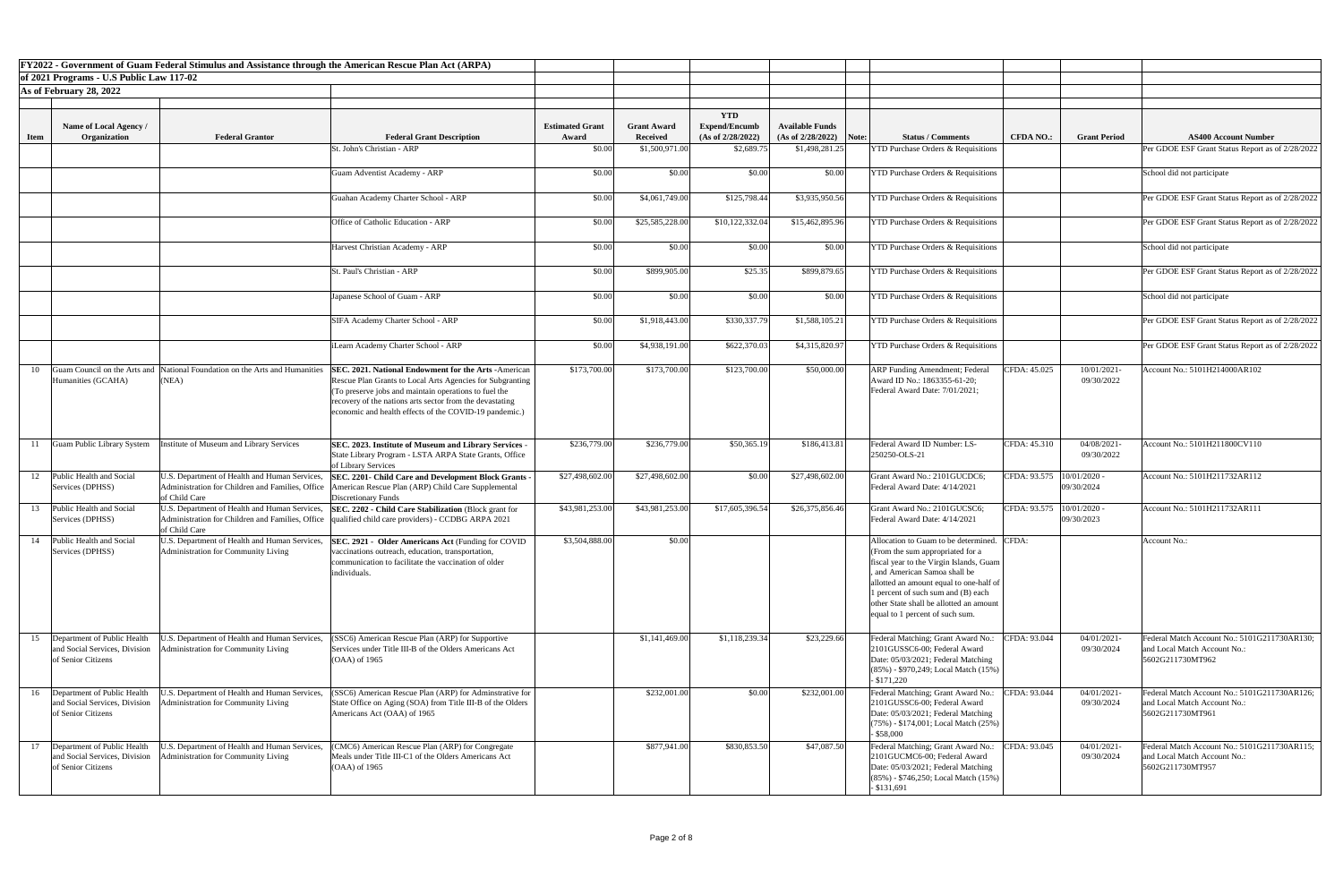**FY2022 - Government of Guam Federal Stimulus and Assistance through the American Rescue Plan Act (ARPA) of 2021 Programs - U.S Public Law 117-02**

**As of February 28, 2022**

| Item | Name of Local Agency / Organization | Federal Grantor | Federal Grant Description | Estimated Grant Award | Grant Award Received | YTD Expend/Encumb (As of 2/28/2022) | Available Funds (As of 2/28/2022) | Note: | Status / Comments | CFDA NO.: | Grant Period | AS400 Account Number |
|---|---|---|---|---|---|---|---|---|---|---|---|---|
| | | | St. John's Christian - ARP | $0.00 | $1,500,971.00 | $2,689.75 | $1,498,281.25 | | YTD Purchase Orders & Requisitions | | | Per GDOE ESF Grant Status Report as of 2/28/2022 |
| | | | Guam Adventist Academy - ARP | $0.00 | $0.00 | $0.00 | $0.00 | | YTD Purchase Orders & Requisitions | | | School did not participate |
| | | | Guahan Academy Charter School - ARP | $0.00 | $4,061,749.00 | $125,798.44 | $3,935,950.56 | | YTD Purchase Orders & Requisitions | | | Per GDOE ESF Grant Status Report as of 2/28/2022 |
| | | | Office of Catholic Education - ARP | $0.00 | $25,585,228.00 | $10,122,332.04 | $15,462,895.96 | | YTD Purchase Orders & Requisitions | | | Per GDOE ESF Grant Status Report as of 2/28/2022 |
| | | | Harvest Christian Academy - ARP | $0.00 | $0.00 | $0.00 | $0.00 | | YTD Purchase Orders & Requisitions | | | School did not participate |
| | | | St. Paul's Christian - ARP | $0.00 | $899,905.00 | $25.35 | $899,879.65 | | YTD Purchase Orders & Requisitions | | | Per GDOE ESF Grant Status Report as of 2/28/2022 |
| | | | Japanese School of Guam - ARP | $0.00 | $0.00 | $0.00 | $0.00 | | YTD Purchase Orders & Requisitions | | | School did not participate |
| | | | SIFA Academy Charter School - ARP | $0.00 | $1,918,443.00 | $330,337.79 | $1,588,105.21 | | YTD Purchase Orders & Requisitions | | | Per GDOE ESF Grant Status Report as of 2/28/2022 |
| | | | iLearn Academy Charter School - ARP | $0.00 | $4,938,191.00 | $622,370.03 | $4,315,820.97 | | YTD Purchase Orders & Requisitions | | | Per GDOE ESF Grant Status Report as of 2/28/2022 |
| 10 | Guam Council on the Arts and Humanities (GCAHA) | National Foundation on the Arts and Humanities (NEA) | **SEC. 2021. National Endowment for the Arts** -American Rescue Plan Grants to Local Arts Agencies for Subgranting (To preserve jobs and maintain operations to fuel the recovery of the nations arts sector from the devastating economic and health effects of the COVID-19 pandemic.) | $173,700.00 | $173,700.00 | $123,700.00 | $50,000.00 | | ARP Funding Amendment; Federal Award ID No.: 1863355-61-20; Federal Award Date: 7/01/2021; | CFDA: 45.025 | 10/01/2021-09/30/2022 | Account No.: 5101H214000AR102 |
| 11 | Guam Public Library System | Institute of Museum and Library Services | **SEC. 2023. Institute of Museum and Library Services** - State Library Program - LSTA ARPA State Grants, Office of Library Services | $236,779.00 | $236,779.00 | $50,365.19 | $186,413.81 | | Federal Award ID Number: LS-250250-OLS-21 | CFDA: 45.310 | 04/08/2021-09/30/2022 | Account No.: 5101H211800CV110 |
| 12 | Public Health and Social Services (DPHSS) | U.S. Department of Health and Human Services, Administration for Children and Families, Office of Child Care | **SEC. 2201- Child Care and Development Block Grants** - American Rescue Plan (ARP) Child Care Supplemental Discretionary Funds | $27,498,602.00 | $27,498,602.00 | $0.00 | $27,498,602.00 | | Grant Award No.: 2101GUCDC6; Federal Award Date: 4/14/2021 | CFDA: 93.575 | 10/01/2020 - 09/30/2024 | Account No.: 5101H211732AR112 |
| 13 | Public Health and Social Services (DPHSS) | U.S. Department of Health and Human Services, Administration for Children and Families, Office of Child Care | **SEC. 2202 - Child Care Stabilization** (Block grant for qualified child care providers) - CCDBG ARPA 2021 | $43,981,253.00 | $43,981,253.00 | $17,605,396.54 | $26,375,856.46 | | Grant Award No.: 2101GUCSC6; Federal Award Date: 4/14/2021 | CFDA: 93.575 | 10/01/2020 - 09/30/2023 | Account No.: 5101H211732AR111 |
| 14 | Public Health and Social Services (DPHSS) | U.S. Department of Health and Human Services, Administration for Community Living | **SEC. 2921 - Older Americans Act** (Funding for COVID vaccinations outreach, education, transportation, communication to facilitate the vaccination of older individuals. | $3,504,888.00 | $0.00 | | | | Allocation to Guam to be determined. (From the sum appropriated for a fiscal year to the Virgin Islands, Guam , and American Samoa shall be allotted an amount equal to one-half of 1 percent of such sum and (B) each other State shall be allotted an amount equal to 1 percent of such sum. | CFDA: | | Account No.: |
| 15 | Department of Public Health and Social Services, Division of Senior Citizens | U.S. Department of Health and Human Services, Administration for Community Living | (SSC6) American Rescue Plan (ARP) for Supportive Services under Title III-B of the Olders Americans Act (OAA) of 1965 | | $1,141,469.00 | $1,118,239.34 | $23,229.66 | | Federal Matching; Grant Award No.: 2101GUSSC6-00; Federal Award Date: 05/03/2021; Federal Matching (85%) - $970,249; Local Match (15%) - $171,220 | CFDA: 93.044 | 04/01/2021-09/30/2024 | Federal Match Account No.: 5101G211730AR130; and Local Match Account No.: 5602G211730MT962 |
| 16 | Department of Public Health and Social Services, Division of Senior Citizens | U.S. Department of Health and Human Services, Administration for Community Living | (SSC6) American Rescue Plan (ARP) for Adminstrative for State Office on Aging (SOA) from Title III-B of the Olders Americans Act (OAA) of 1965 | | $232,001.00 | $0.00 | $232,001.00 | | Federal Matching; Grant Award No.: 2101GUSSC6-00; Federal Award Date: 05/03/2021; Federal Matching (75%) - $174,001; Local Match (25%) - $58,000 | CFDA: 93.044 | 04/01/2021-09/30/2024 | Federal Match Account No.: 5101G211730AR126; and Local Match Account No.: 5602G211730MT961 |
| 17 | Department of Public Health and Social Services, Division of Senior Citizens | U.S. Department of Health and Human Services, Administration for Community Living | (CMC6) American Rescue Plan (ARP) for Congregate Meals under Title III-C1 of the Olders Americans Act (OAA) of 1965 | | $877,941.00 | $830,853.50 | $47,087.50 | | Federal Matching; Grant Award No.: 2101GUCMC6-00; Federal Award Date: 05/03/2021; Federal Matching (85%) - $746,250; Local Match (15%) - $131,691 | CFDA: 93.045 | 04/01/2021-09/30/2024 | Federal Match Account No.: 5101G211730AR115; and Local Match Account No.: 5602G211730MT957 |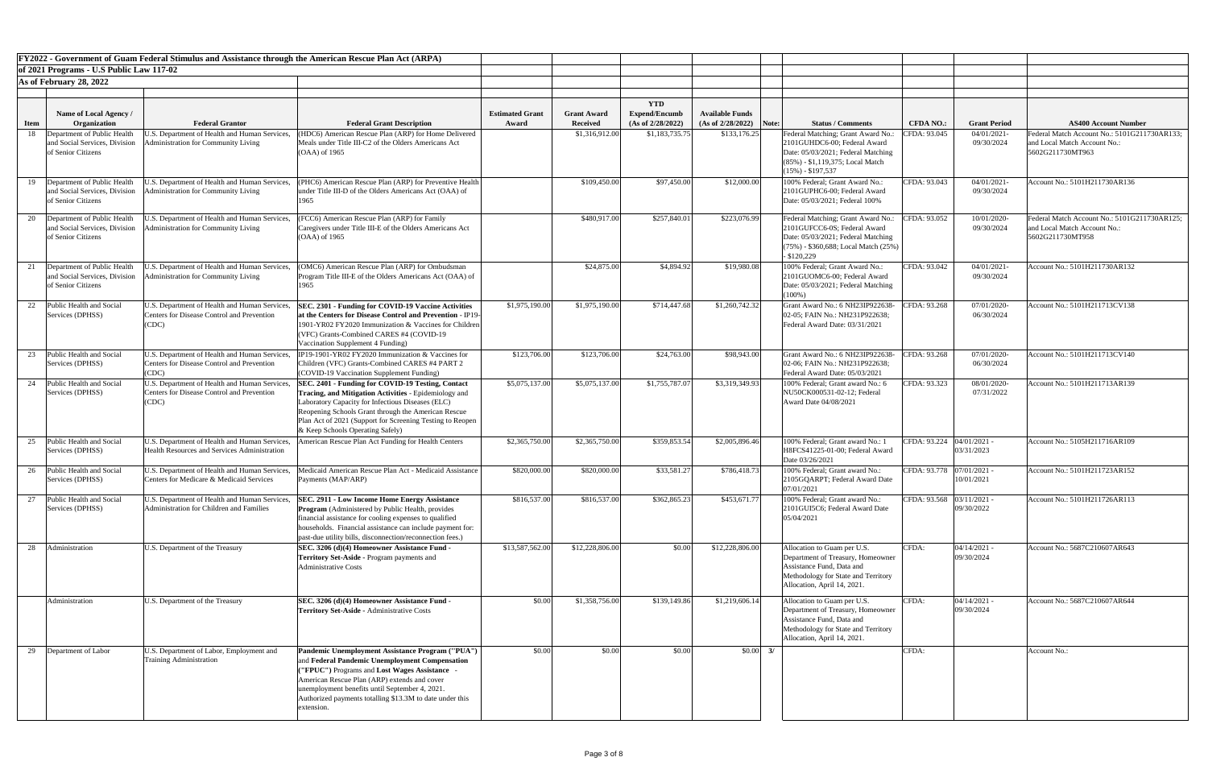**FY2022 - Government of Guam Federal Stimulus and Assistance through the American Rescue Plan Act (ARPA)**

**of 2021 Programs - U.S Public Law 117-02**

**As of February 28, 2022**

| Item | Name of Local Agency / Organization | Federal Grantor | Federal Grant Description | Estimated Grant Award | Grant Award Received | YTD Expend/Encumb (As of 2/28/2022) | Available Funds (As of 2/28/2022) | Note: | Status / Comments | CFDA NO.: | Grant Period | AS400 Account Number |
|---|---|---|---|---|---|---|---|---|---|---|---|---|
| 18 | Department of Public Health and Social Services, Division of Senior Citizens | U.S. Department of Health and Human Services, Administration for Community Living | (HDC6) American Rescue Plan (ARP) for Home Delivered Meals under Title III-C2 of the Olders Americans Act (OAA) of 1965 | | $1,316,912.00 | $1,183,735.75 | $133,176.25 | | Federal Matching; Grant Award No.: 2101GUHDC6-00; Federal Award Date: 05/03/2021; Federal Matching (85%) - $1,119,375; Local Match (15%) - $197,537 | CFDA: 93.045 | 04/01/2021-09/30/2024 | Federal Match Account No.: 5101G211730AR133; and Local Match Account No.: 5602G211730MT963 |
| 19 | Department of Public Health and Social Services, Division of Senior Citizens | U.S. Department of Health and Human Services, Administration for Community Living | (PHC6) American Rescue Plan (ARP) for Preventive Health under Title III-D of the Olders Americans Act (OAA) of 1965 | | $109,450.00 | $97,450.00 | $12,000.00 | | 100% Federal; Grant Award No.: 2101GUPHC6-00; Federal Award Date: 05/03/2021; Federal 100% | CFDA: 93.043 | 04/01/2021-09/30/2024 | Account No.: 5101H211730AR136 |
| 20 | Department of Public Health and Social Services, Division of Senior Citizens | U.S. Department of Health and Human Services, Administration for Community Living | (FCC6) American Rescue Plan (ARP) for Family Caregivers under Title III-E of the Olders Americans Act (OAA) of 1965 | | $480,917.00 | $257,840.01 | $223,076.99 | | Federal Matching; Grant Award No.: 2101GUFCC6-0S; Federal Award Date: 05/03/2021; Federal Matching (75%) - $360,688; Local Match (25%) - $120,229 | CFDA: 93.052 | 10/01/2020-09/30/2024 | Federal Match Account No.: 5101G211730AR125; and Local Match Account No.: 5602G211730MT958 |
| 21 | Department of Public Health and Social Services, Division of Senior Citizens | U.S. Department of Health and Human Services, Administration for Community Living | (OMC6) American Rescue Plan (ARP) for Ombudsman Program Title III-E of the Olders Americans Act (OAA) of 1965 | | $24,875.00 | $4,894.92 | $19,980.08 | | 100% Federal; Grant Award No.: 2101GUOMC6-00; Federal Award Date: 05/03/2021; Federal Matching (100%) | CFDA: 93.042 | 04/01/2021-09/30/2024 | Account No.: 5101H211730AR132 |
| 22 | Public Health and Social Services (DPHSS) | U.S. Department of Health and Human Services, Centers for Disease Control and Prevention (CDC) | **SEC. 2301 - Funding for COVID-19 Vaccine Activities at the Centers for Disease Control and Prevention** - IP19-1901-YR02 FY2020 Immunization & Vaccines for Children (VFC) Grants-Combined CARES #4 (COVID-19 Vaccination Supplement 4 Funding) | $1,975,190.00 | $1,975,190.00 | $714,447.68 | $1,260,742.32 | | Grant Award No.: 6 NH23IP922638-02-05; FAIN No.: NH231P922638; Federal Award Date: 03/31/2021 | CFDA: 93.268 | 07/01/2020-06/30/2024 | Account No.: 5101H211713CV138 |
| 23 | Public Health and Social Services (DPHSS) | U.S. Department of Health and Human Services, Centers for Disease Control and Prevention (CDC) | IP19-1901-YR02 FY2020 Immunization & Vaccines for Children (VFC) Grants-Combined CARES #4 PART 2 (COVID-19 Vaccination Supplement Funding) | $123,706.00 | $123,706.00 | $24,763.00 | $98,943.00 | | Grant Award No.: 6 NH23IP922638-02-06; FAIN No.: NH231P922638; Federal Award Date: 05/03/2021 | CFDA: 93.268 | 07/01/2020-06/30/2024 | Account No.: 5101H211713CV140 |
| 24 | Public Health and Social Services (DPHSS) | U.S. Department of Health and Human Services, Centers for Disease Control and Prevention (CDC) | **SEC. 2401 - Funding for COVID-19 Testing, Contact Tracing, and Mitigation Activities** - Epidemiology and Laboratory Capacity for Infectious Diseases (ELC) Reopening Schools Grant through the American Rescue Plan Act of 2021 (Support for Screening Testing to Reopen & Keep Schools Operating Safely) | $5,075,137.00 | $5,075,137.00 | $1,755,787.07 | $3,319,349.93 | | 100% Federal; Grant award No.: 6 NU50CK000531-02-12; Federal Award Date 04/08/2021 | CFDA: 93.323 | 08/01/2020-07/31/2022 | Account No.: 5101H211713AR139 |
| 25 | Public Health and Social Services (DPHSS) | U.S. Department of Health and Human Services, Health Resources and Services Administration | American Rescue Plan Act Funding for Health Centers | $2,365,750.00 | $2,365,750.00 | $359,853.54 | $2,005,896.46 | | 100% Federal; Grant award No.: 1 H8FCS41225-01-00; Federal Award Date 03/26/2021 | CFDA: 93.224 | 04/01/2021 - 03/31/2023 | Account No.: 5105H211716AR109 |
| 26 | Public Health and Social Services (DPHSS) | U.S. Department of Health and Human Services, Centers for Medicare & Medicaid Services | Medicaid American Rescue Plan Act - Medicaid Assistance Payments (MAP/ARP) | $820,000.00 | $820,000.00 | $33,581.27 | $786,418.73 | | 100% Federal; Grant award No.: 2105GQARPT; Federal Award Date 07/01/2021 | CFDA: 93.778 | 07/01/2021 - 10/01/2021 | Account No.: 5101H211723AR152 |
| 27 | Public Health and Social Services (DPHSS) | U.S. Department of Health and Human Services, Administration for Children and Families | **SEC. 2911 - Low Income Home Energy Assistance Program** (Administered by Public Health, provides financial assistance for cooling expenses to qualified households. Financial assistance can include payment for: past-due utility bills, disconnection/reconnection fees.) | $816,537.00 | $816,537.00 | $362,865.23 | $453,671.77 | | 100% Federal; Grant award No.: 2101GUI5C6; Federal Award Date 05/04/2021 | CFDA: 93.568 | 03/11/2021 - 09/30/2022 | Account No.: 5101H211726AR113 |
| 28 | Administration | U.S. Department of the Treasury | **SEC. 3206 (d)(4) Homeowner Assistance Fund - Territory Set-Aside** - Program payments and Administrative Costs | $13,587,562.00 | $12,228,806.00 | $0.00 | $12,228,806.00 | | Allocation to Guam per U.S. Department of Treasury, Homeowner Assistance Fund, Data and Methodology for State and Territory Allocation, April 14, 2021. | CFDA: | 04/14/2021 - 09/30/2024 | Account No.: 5687C210607AR643 |
| | Administration | U.S. Department of the Treasury | **SEC. 3206 (d)(4) Homeowner Assistance Fund - Territory Set-Aside** - Administrative Costs | $0.00 | $1,358,756.00 | $139,149.86 | $1,219,606.14 | | Allocation to Guam per U.S. Department of Treasury, Homeowner Assistance Fund, Data and Methodology for State and Territory Allocation, April 14, 2021. | CFDA: | 04/14/2021 - 09/30/2024 | Account No.: 5687C210607AR644 |
| 29 | Department of Labor | U.S. Department of Labor, Employment and Training Administration | **Pandemic Unemployment Assistance Program ("PUA")** and **Federal Pandemic Unemployment Compensation ("FPUC")** Programs and **Lost Wages Assistance** - American Rescue Plan (ARP) extends and cover unemployment benefits until September 4, 2021. Authorized payments totalling $13.3M to date under this extension. | $0.00 | $0.00 | $0.00 | $0.00 | 3/ | | CFDA: | | Account No.: |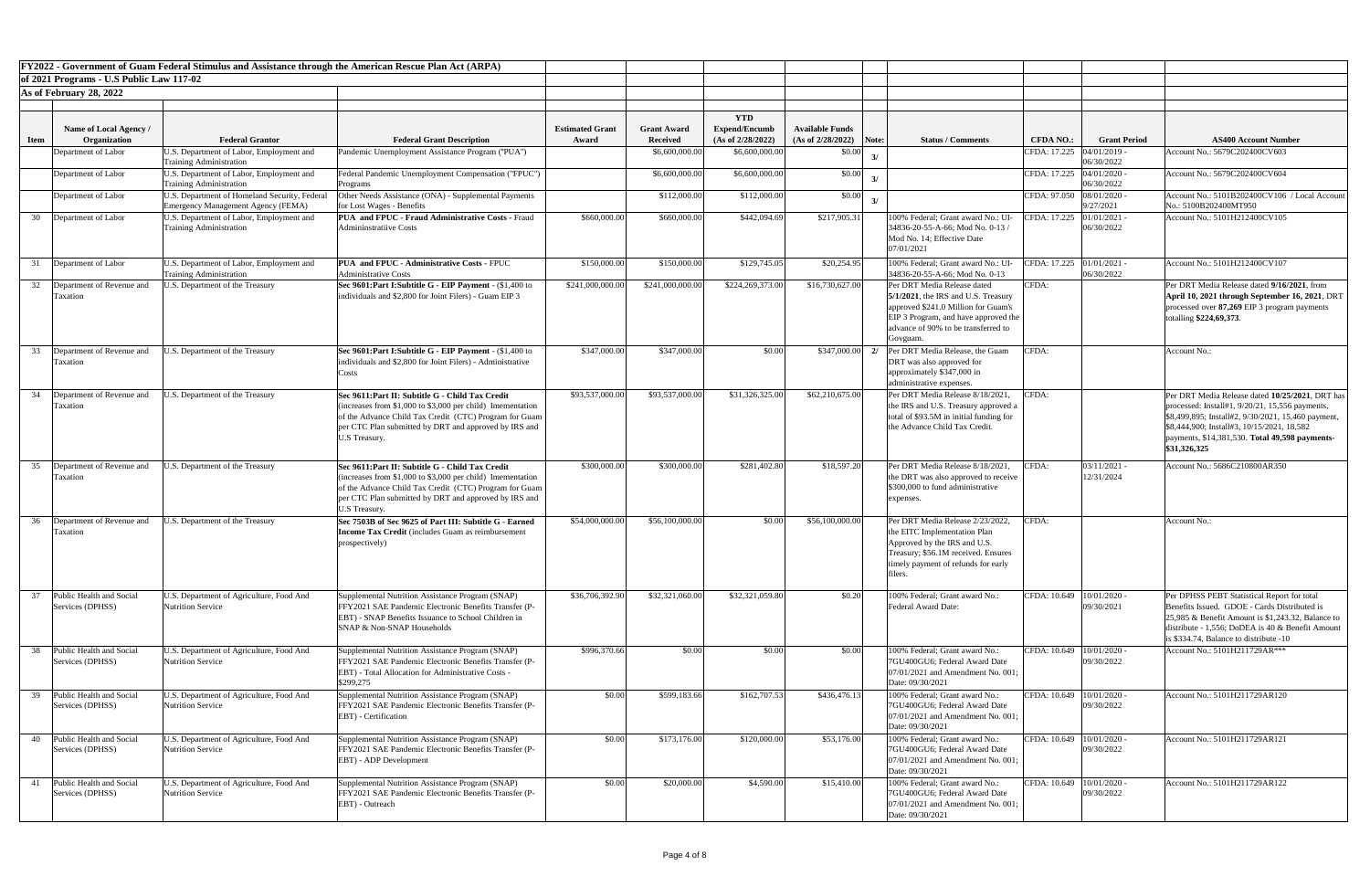**FY2022 - Government of Guam Federal Stimulus and Assistance through the American Rescue Plan Act (ARPA)**

**of 2021 Programs - U.S Public Law 117-02**

**As of February 28, 2022**

| Item | Name of Local Agency / Organization | Federal Grantor | Federal Grant Description | Estimated Grant Award | Grant Award Received | YTD Expend/Encumb (As of 2/28/2022) | Available Funds (As of 2/28/2022) | Note: | Status / Comments | CFDA NO.: | Grant Period | AS400 Account Number |
|---|---|---|---|---|---|---|---|---|---|---|---|---|
| | Department of Labor | U.S. Department of Labor, Employment and Training Administration | Pandemic Unemployment Assistance Program ("PUA") | | $6,600,000.00 | $6,600,000.00 | $0.00 | 3/ | | CFDA: 17.225 | 04/01/2019 - 06/30/2022 | Account No.: 5679C202400CV603 |
| | Department of Labor | U.S. Department of Labor, Employment and Training Administration | Federal Pandemic Unemployment Compensation ("FPUC") Programs | | $6,600,000.00 | $6,600,000.00 | $0.00 | 3/ | | CFDA: 17.225 | 04/01/2020 - 06/30/2022 | Account No.: 5679C202400CV604 |
| | Department of Labor | U.S. Department of Homeland Security, Federal Emergency Management Agency (FEMA) | Other Needs Assistance (ONA) - Supplemental Payments for Lost Wages - Benefits | | $112,000.00 | $112,000.00 | $0.00 | 3/ | | CFDA: 97.050 | 08/01/2020 - 9/27/2021 | Account No.: 5101B202400CV106 / Local Account No.: 5100B202400MT950 |
| 30 | Department of Labor | U.S. Department of Labor, Employment and Training Administration | **PUA and FPUC - Fraud Administrative Costs** - Fraud Admininstratiive Costs | $660,000.00 | $660,000.00 | $442,094.69 | $217,905.31 | | 100% Federal; Grant award No.: UI-34836-20-55-A-66; Mod No. 0-13 / Mod No. 14; Effective Date 07/01/2021 | CFDA: 17.225 | 01/01/2021 - 06/30/2022 | Account No.: 5101H212400CV105 |
| 31 | Department of Labor | U.S. Department of Labor, Employment and Training Administration | **PUA and FPUC - Administrative Costs** - FPUC Administrative Costs | $150,000.00 | $150,000.00 | $129,745.05 | $20,254.95 | | 100% Federal; Grant award No.: UI-34836-20-55-A-66; Mod No. 0-13 | CFDA: 17.225 | 01/01/2021 - 06/30/2022 | Account No.: 5101H212400CV107 |
| 32 | Department of Revenue and Taxation | U.S. Department of the Treasury | **Sec 9601:Part I:Subtitle G - EIP Payment** - ($1,400 to individuals and $2,800 for Joint Filers) - Guam EIP 3 | $241,000,000.00 | $241,000,000.00 | $224,269,373.00 | $16,730,627.00 | | Per DRT Media Release dated **5/1/2021**, the IRS and U.S. Treasury approved $241.0 Million for Guam's EIP 3 Program, and have approved the advance of 90% to be transferred to Govguam. | CFDA: | | Per DRT Media Release dated **9/16/2021**, from **April 10, 2021 through September 16, 2021**, DRT processed over **87,269** EIP 3 program payments totalling **$224,69,373**. |
| 33 | Department of Revenue and Taxation | U.S. Department of the Treasury | **Sec 9601:Part I:Subtitle G - EIP Payment** - ($1,400 to individuals and $2,800 for Joint Filers) - Administrative Costs | $347,000.00 | $347,000.00 | $0.00 | $347,000.00 | 2/ | Per DRT Media Release, the Guam DRT was also approved for approximately $347,000 in administrative expenses. | CFDA: | | Account No.: |
| 34 | Department of Revenue and Taxation | U.S. Department of the Treasury | **Sec 9611:Part II: Subtitle G - Child Tax Credit** (increases from $1,000 to $3,000 per child) Imementation of the Advance Child Tax Credit (CTC) Program for Guam per CTC Plan submitted by DRT and approved by IRS and U.S Treasury. | $93,537,000.00 | $93,537,000.00 | $31,326,325.00 | $62,210,675.00 | | Per DRT Media Release 8/18/2021, the IRS and U.S. Treasury approved a total of $93.5M in initial funding for the Advance Child Tax Credit. | CFDA: | | Per DRT Media Release dated **10/25/2021**, DRT has processed: Install#1, 9/20/21, 15,556 payments, $8,499,895; Install#2, 9/30/2021, 15,460 payment, $8,444,900; Install#3, 10/15/2021, 18,582 payments, $14,381,530. **Total 49,598 payments-$31,326,325** |
| 35 | Department of Revenue and Taxation | U.S. Department of the Treasury | **Sec 9611:Part II: Subtitle G - Child Tax Credit** (increases from $1,000 to $3,000 per child) Imementation of the Advance Child Tax Credit (CTC) Program for Guam per CTC Plan submitted by DRT and approved by IRS and U.S Treasury. | $300,000.00 | $300,000.00 | $281,402.80 | $18,597.20 | | Per DRT Media Release 8/18/2021, the DRT was also approved to receive $300,000 to fund administrative expenses. | CFDA: | 03/11/2021 - 12/31/2024 | Account No.: 5686C210800AR350 |
| 36 | Department of Revenue and Taxation | U.S. Department of the Treasury | **Sec 7503B of Sec 9625 of Part III: Subtitle G - Earned Income Tax Credit** (includes Guam as reimbursement prospectively) | $54,000,000.00 | $56,100,000.00 | $0.00 | $56,100,000.00 | | Per DRT Media Release 2/23/2022, the EITC Implementation Plan Approved by the IRS and U.S. Treasury; $56.1M received. Ensures timely payment of refunds for early filers. | CFDA: | | Account No.: |
| 37 | Public Health and Social Services (DPHSS) | U.S. Department of Agriculture, Food And Nutrition Service | Supplemental Nutrition Assistance Program (SNAP) FFY2021 SAE Pandemic Electronic Benefits Transfer (P-EBT) - SNAP Benefits Issuance to School Children in SNAP & Non-SNAP Households | $36,706,392.90 | $32,321,060.00 | $32,321,059.80 | $0.20 | | 100% Federal; Grant award No.: Federal Award Date: | CFDA: 10.649 | 10/01/2020 - 09/30/2021 | Per DPHSS PEBT Statistical Report for total Benefits Issued. GDOE - Cards Distributed is 25,985 & Benefit Amount is $1,243.32, Balance to distribute - 1,556; DoDEA is 40 & Benefit Amount is $334.74, Balance to distribute -10 |
| 38 | Public Health and Social Services (DPHSS) | U.S. Department of Agriculture, Food And Nutrition Service | Supplemental Nutrition Assistance Program (SNAP) FFY2021 SAE Pandemic Electronic Benefits Transfer (P-EBT) - Total Allocation for Administrative Costs - $299,275 | $996,370.66 | $0.00 | $0.00 | $0.00 | | 100% Federal; Grant award No.: 7GU400GU6; Federal Award Date 07/01/2021 and Amendment No. 001; Date: 09/30/2021 | CFDA: 10.649 | 10/01/2020 - 09/30/2022 | Account No.: 5101H211729AR*** |
| 39 | Public Health and Social Services (DPHSS) | U.S. Department of Agriculture, Food And Nutrition Service | Supplemental Nutrition Assistance Program (SNAP) FFY2021 SAE Pandemic Electronic Benefits Transfer (P-EBT) - Certification | $0.00 | $599,183.66 | $162,707.53 | $436,476.13 | | 100% Federal; Grant award No.: 7GU400GU6; Federal Award Date 07/01/2021 and Amendment No. 001; Date: 09/30/2021 | CFDA: 10.649 | 10/01/2020 - 09/30/2022 | Account No.: 5101H211729AR120 |
| 40 | Public Health and Social Services (DPHSS) | U.S. Department of Agriculture, Food And Nutrition Service | Supplemental Nutrition Assistance Program (SNAP) FFY2021 SAE Pandemic Electronic Benefits Transfer (P-EBT) - ADP Development | $0.00 | $173,176.00 | $120,000.00 | $53,176.00 | | 100% Federal; Grant award No.: 7GU400GU6; Federal Award Date 07/01/2021 and Amendment No. 001; Date: 09/30/2021 | CFDA: 10.649 | 10/01/2020 - 09/30/2022 | Account No.: 5101H211729AR121 |
| 41 | Public Health and Social Services (DPHSS) | U.S. Department of Agriculture, Food And Nutrition Service | Supplemental Nutrition Assistance Program (SNAP) FFY2021 SAE Pandemic Electronic Benefits Transfer (P-EBT) - Outreach | $0.00 | $20,000.00 | $4,590.00 | $15,410.00 | | 100% Federal; Grant award No.: 7GU400GU6; Federal Award Date 07/01/2021 and Amendment No. 001; Date: 09/30/2021 | CFDA: 10.649 | 10/01/2020 - 09/30/2022 | Account No.: 5101H211729AR122 |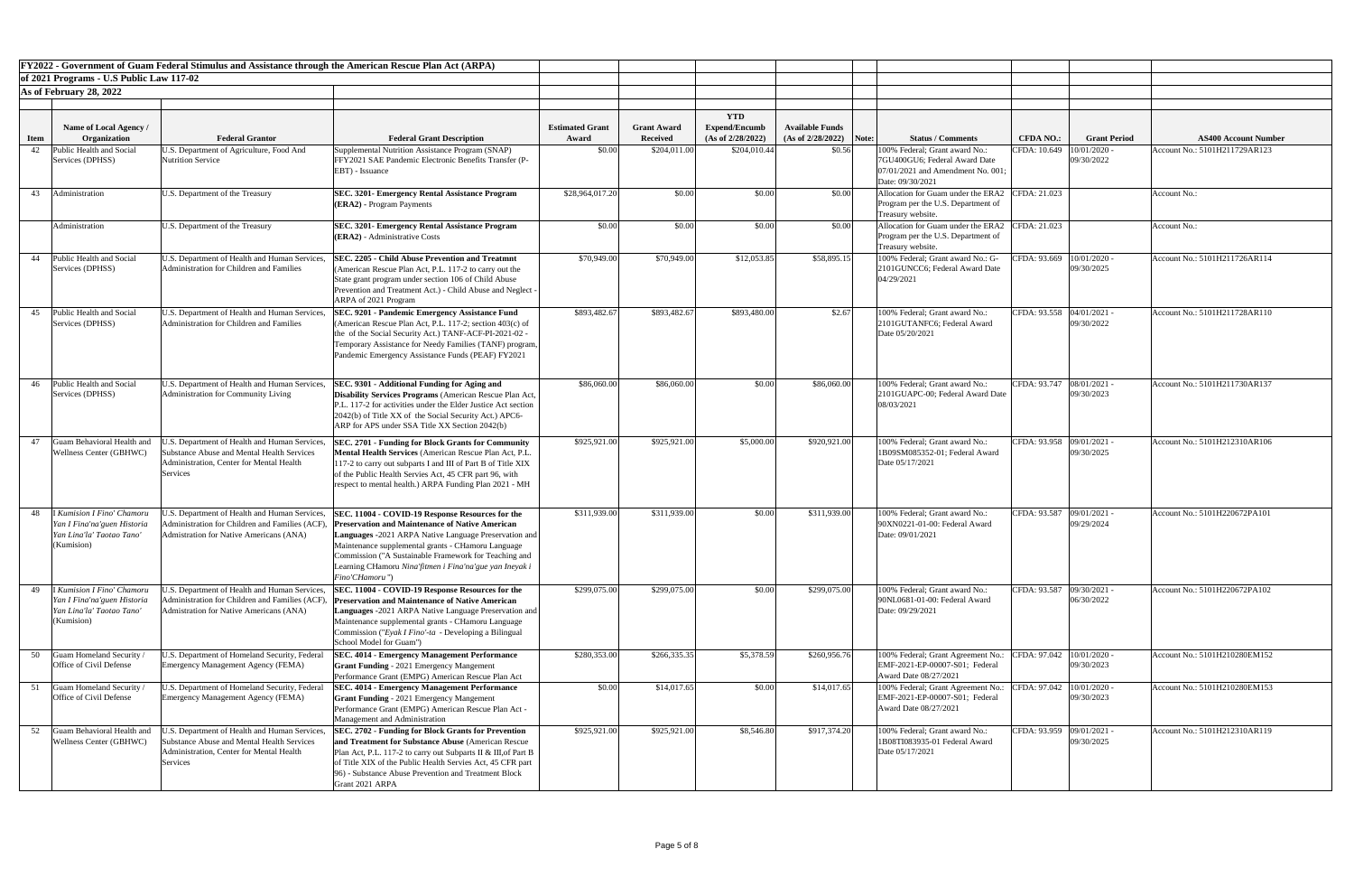**FY2022 - Government of Guam Federal Stimulus and Assistance through the American Rescue Plan Act (ARPA)**

**of 2021 Programs - U.S Public Law 117-02**

**As of February 28, 2022**

| Item | Name of Local Agency / Organization | Federal Grantor | Federal Grant Description | Estimated Grant Award | Grant Award Received | YTD Expend/Encumb (As of 2/28/2022) | Available Funds (As of 2/28/2022) | Note: | Status / Comments | CFDA NO.: | Grant Period | AS400 Account Number |
|---|---|---|---|---|---|---|---|---|---|---|---|---|
| 42 | Public Health and Social Services (DPHSS) | U.S. Department of Agriculture, Food And Nutrition Service | Supplemental Nutrition Assistance Program (SNAP) FFY2021 SAE Pandemic Electronic Benefits Transfer (P-EBT) - Issuance | $0.00 | $204,011.00 | $204,010.44 | $0.56 | | 100% Federal; Grant award No.: 7GU400GU6; Federal Award Date 07/01/2021 and Amendment No. 001; Date: 09/30/2021 | CFDA: 10.649 | 10/01/2020 - 09/30/2022 | Account No.: 5101H211729AR123 |
| 43 | Administration | U.S. Department of the Treasury | **SEC. 3201- Emergency Rental Assistance Program (ERA2)** - Program Payments | $28,964,017.20 | $0.00 | $0.00 | $0.00 | | Allocation for Guam under the ERA2 Program per the U.S. Department of Treasury website. | CFDA: 21.023 | | Account No.: |
| | Administration | U.S. Department of the Treasury | **SEC. 3201- Emergency Rental Assistance Program (ERA2)** - Administrative Costs | $0.00 | $0.00 | $0.00 | $0.00 | | Allocation for Guam under the ERA2 Program per the U.S. Department of Treasury website. | CFDA: 21.023 | | Account No.: |
| 44 | Public Health and Social Services (DPHSS) | U.S. Department of Health and Human Services, Administration for Children and Families | **SEC. 2205 - Child Abuse Prevention and Treatmnt** (American Rescue Plan Act, P.L. 117-2 to carry out the State grant program under section 106 of Child Abuse Prevention and Treatment Act.) - Child Abuse and Neglect - ARPA of 2021 Program | $70,949.00 | $70,949.00 | $12,053.85 | $58,895.15 | | 100% Federal; Grant award No.: G-2101GUNCC6; Federal Award Date 04/29/2021 | CFDA: 93.669 | 10/01/2020 - 09/30/2025 | Account No.: 5101H211726AR114 |
| 45 | Public Health and Social Services (DPHSS) | U.S. Department of Health and Human Services, Administration for Children and Families | **SEC. 9201 - Pandemic Emergency Assistance Fund** (American Rescue Plan Act, P.L. 117-2; section 403(c) of the of the Social Security Act.) TANF-ACF-PI-2021-02 - Temporary Assistance for Needy Families (TANF) program, Pandemic Emergency Assistance Funds (PEAF) FY2021 | $893,482.67 | $893,482.67 | $893,480.00 | $2.67 | | 100% Federal; Grant award No.: 2101GUTANFC6; Federal Award Date 05/20/2021 | CFDA: 93.558 | 04/01/2021 - 09/30/2022 | Account No.: 5101H211728AR110 |
| 46 | Public Health and Social Services (DPHSS) | U.S. Department of Health and Human Services, Administration for Community Living | **SEC. 9301 - Additional Funding for Aging and Disability Services Programs** (American Rescue Plan Act, P.L. 117-2 for activities under the Elder Justice Act section 2042(b) of Title XX of the Social Security Act.) APC6-ARP for APS under SSA Title XX Section 2042(b) | $86,060.00 | $86,060.00 | $0.00 | $86,060.00 | | 100% Federal; Grant award No.: 2101GUAPC-00; Federal Award Date 08/03/2021 | CFDA: 93.747 | 08/01/2021 - 09/30/2023 | Account No.: 5101H211730AR137 |
| 47 | Guam Behavioral Health and Wellness Center (GBHWC) | U.S. Department of Health and Human Services, Substance Abuse and Mental Health Services Administration, Center for Mental Health Services | **SEC. 2701 - Funding for Block Grants for Community Mental Health Services** (American Rescue Plan Act, P.L. 117-2 to carry out subparts I and III of Part B of Title XIX of the Public Health Servies Act, 45 CFR part 96, with respect to mental health.) ARPA Funding Plan 2021 - MH | $925,921.00 | $925,921.00 | $5,000.00 | $920,921.00 | | 100% Federal; Grant award No.: 1B09SM085352-01; Federal Award Date 05/17/2021 | CFDA: 93.958 | 09/01/2021 - 09/30/2025 | Account No.: 5101H212310AR106 |
| 48 | *I Kumision I Fino' Chamoru Yan I Fina'na'guen Historia Yan Lina'la' Taotao Tano'* (Kumision) | U.S. Department of Health and Human Services, Administration for Children and Families (ACF), Admistration for Native Americans (ANA) | **SEC. 11004 - COVID-19 Response Resources for the Preservation and Maintenance of Native American Languages** -2021 ARPA Native Language Preservation and Maintenance supplemental grants - CHamoru Language Commission ("A Sustainable Framework for Teaching and Learning CHamoru *Nina'fitmen i Fina'na'gue yan Ineyak i Fino'CHamoru"*) | $311,939.00 | $311,939.00 | $0.00 | $311,939.00 | | 100% Federal; Grant award No.: 90XN0221-01-00: Federal Award Date: 09/01/2021 | CFDA: 93.587 | 09/01/2021 - 09/29/2024 | Account No.: 5101H220672PA101 |
| 49 | *I Kumision I Fino' Chamoru Yan I Fina'na'guen Historia Yan Lina'la' Taotao Tano'* (Kumision) | U.S. Department of Health and Human Services, Administration for Children and Families (ACF), Admistration for Native Americans (ANA) | **SEC. 11004 - COVID-19 Response Resources for the Preservation and Maintenance of Native American Languages** -2021 ARPA Native Language Preservation and Maintenance supplemental grants - CHamoru Language Commission (*"Eyak I Fino'-ta* - Developing a Bilingual School Model for Guam") | $299,075.00 | $299,075.00 | $0.00 | $299,075.00 | | 100% Federal; Grant award No.: 90NL0681-01-00: Federal Award Date: 09/29/2021 | CFDA: 93.587 | 09/30/2021 - 06/30/2022 | Account No.: 5101H220672PA102 |
| 50 | Guam Homeland Security / Office of Civil Defense | U.S. Department of Homeland Security, Federal Emergency Management Agency (FEMA) | **SEC. 4014 - Emergency Management Performance Grant Funding** - 2021 Emergency Mangement Performance Grant (EMPG) American Rescue Plan Act | $280,353.00 | $266,335.35 | $5,378.59 | $260,956.76 | | 100% Federal; Grant Agreement No.: EMF-2021-EP-00007-S01; Federal Award Date 08/27/2021 | CFDA: 97.042 | 10/01/2020 - 09/30/2023 | Account No.: 5101H210280EM152 |
| 51 | Guam Homeland Security / Office of Civil Defense | U.S. Department of Homeland Security, Federal Emergency Management Agency (FEMA) | **SEC. 4014 - Emergency Management Performance Grant Funding** - 2021 Emergency Mangement Performance Grant (EMPG) American Rescue Plan Act - Management and Administration | $0.00 | $14,017.65 | $0.00 | $14,017.65 | | 100% Federal; Grant Agreement No.: EMF-2021-EP-00007-S01; Federal Award Date 08/27/2021 | CFDA: 97.042 | 10/01/2020 - 09/30/2023 | Account No.: 5101H210280EM153 |
| 52 | Guam Behavioral Health and Wellness Center (GBHWC) | U.S. Department of Health and Human Services, Substance Abuse and Mental Health Services Administration, Center for Mental Health Services | **SEC. 2702 - Funding for Block Grants for Prevention and Treatment for Substance Abuse** (American Rescue Plan Act, P.L. 117-2 to carry out Subparts II & III,of Part B of Title XIX of the Public Health Servies Act, 45 CFR part 96) - Substance Abuse Prevention and Treatment Block Grant 2021 ARPA | $925,921.00 | $925,921.00 | $8,546.80 | $917,374.20 | | 100% Federal; Grant award No.: 1B08TI083935-01 Federal Award Date 05/17/2021 | CFDA: 93.959 | 09/01/2021 - 09/30/2025 | Account No.: 5101H212310AR119 |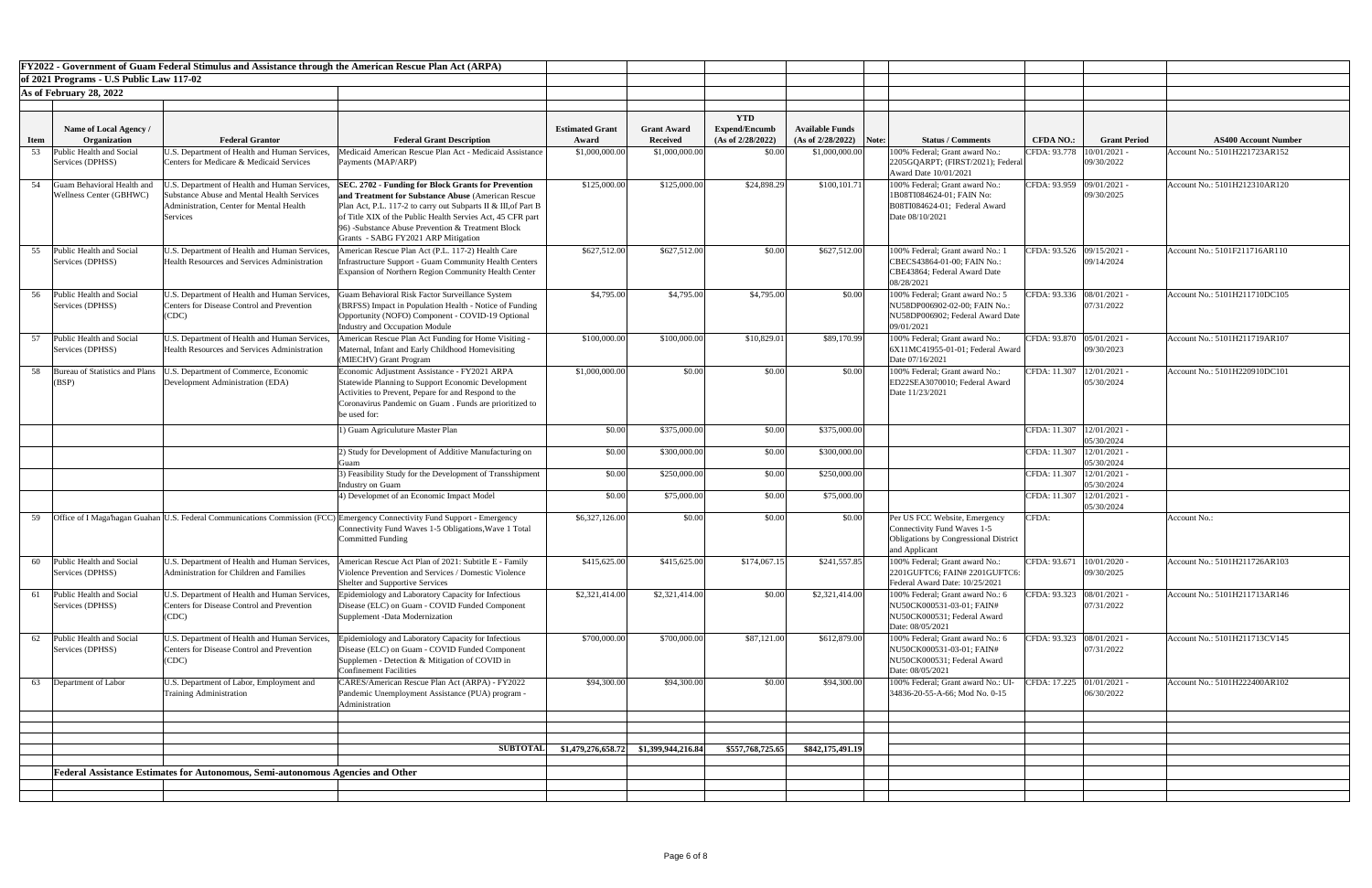**FY2022 - Government of Guam Federal Stimulus and Assistance through the American Rescue Plan Act (ARPA)**

**of 2021 Programs - U.S Public Law 117-02**

**As of February 28, 2022**

| Item | Name of Local Agency / Organization | Federal Grantor | Federal Grant Description | Estimated Grant Award | Grant Award Received | YTD Expend/Encumb (As of 2/28/2022) | Available Funds (As of 2/28/2022) | Note: | Status / Comments | CFDA NO.: | Grant Period | AS400 Account Number |
|---|---|---|---|---|---|---|---|---|---|---|---|---|
| 53 | Public Health and Social Services (DPHSS) | U.S. Department of Health and Human Services, Centers for Medicare & Medicaid Services | Medicaid American Rescue Plan Act - Medicaid Assistance Payments (MAP/ARP) | $1,000,000.00 | $1,000,000.00 | $0.00 | $1,000,000.00 | | 100% Federal; Grant award No.: 2205GQARPT; (FIRST/2021); Federal Award Date 10/01/2021 | CFDA: 93.778 | 10/01/2021 - 09/30/2022 | Account No.: 5101H221723AR152 |
| 54 | Guam Behavioral Health and Wellness Center (GBHWC) | U.S. Department of Health and Human Services, Substance Abuse and Mental Health Services Administration, Center for Mental Health Services | **SEC. 2702 - Funding for Block Grants for Prevention and Treatment for Substance Abuse** (American Rescue Plan Act, P.L. 117-2 to carry out Subparts II & III,of Part B of Title XIX of the Public Health Servies Act, 45 CFR part 96) -Substance Abuse Prevention & Treatment Block Grants - SABG FY2021 ARP Mitigation | $125,000.00 | $125,000.00 | $24,898.29 | $100,101.71 | | 100% Federal; Grant award No.: 1B08TI084624-01; FAIN No: B08TI084624-01; Federal Award Date 08/10/2021 | CFDA: 93.959 | 09/01/2021 - 09/30/2025 | Account No.: 5101H212310AR120 |
| 55 | Public Health and Social Services (DPHSS) | U.S. Department of Health and Human Services, Health Resources and Services Administration | American Rescue Plan Act (P.L. 117-2) Health Care Infrastructure Support - Guam Community Health Centers Expansion of Northern Region Community Health Center | $627,512.00 | $627,512.00 | $0.00 | $627,512.00 | | 100% Federal; Grant award No.: 1 CBECS43864-01-00; FAIN No.: CBE43864; Federal Award Date 08/28/2021 | CFDA: 93.526 | 09/15/2021 - 09/14/2024 | Account No.: 5101F211716AR110 |
| 56 | Public Health and Social Services (DPHSS) | U.S. Department of Health and Human Services, Centers for Disease Control and Prevention (CDC) | Guam Behavioral Risk Factor Surveillance System (BRFSS) Impact in Population Health - Notice of Funding Opportunity (NOFO) Component - COVID-19 Optional Industry and Occupation Module | $4,795.00 | $4,795.00 | $4,795.00 | $0.00 | | 100% Federal; Grant award No.: 5 NU58DP006902-02-00; FAIN No.: NU58DP006902; Federal Award Date 09/01/2021 | CFDA: 93.336 | 08/01/2021 - 07/31/2022 | Account No.: 5101H211710DC105 |
| 57 | Public Health and Social Services (DPHSS) | U.S. Department of Health and Human Services, Health Resources and Services Administration | American Rescue Plan Act Funding for Home Visiting - Maternal, Infant and Early Childhood Homevisiting (MIECHV) Grant Program | $100,000.00 | $100,000.00 | $10,829.01 | $89,170.99 | | 100% Federal; Grant award No.: 6X11MC41955-01-01; Federal Award Date 07/16/2021 | CFDA: 93.870 | 05/01/2021 - 09/30/2023 | Account No.: 5101H211719AR107 |
| 58 | Bureau of Statistics and Plans (BSP) | U.S. Department of Commerce, Economic Development Administration (EDA) | Economic Adjustment Assistance - FY2021 ARPA Statewide Planning to Support Economic Development Activities to Prevent, Pepare for and Respond to the Coronavirus Pandemic on Guam . Funds are prioritized to be used for: | $1,000,000.00 | $0.00 | $0.00 | $0.00 | | 100% Federal; Grant award No.: ED22SEA3070010; Federal Award Date 11/23/2021 | CFDA: 11.307 | 12/01/2021 - 05/30/2024 | Account No.: 5101H220910DC101 |
| | | | 1) Guam Agricululture Master Plan | $0.00 | $375,000.00 | $0.00 | $375,000.00 | | | CFDA: 11.307 | 12/01/2021 - 05/30/2024 | |
| | | | 2) Study for Development of Additive Manufacturing on Guam | $0.00 | $300,000.00 | $0.00 | $300,000.00 | | | CFDA: 11.307 | 12/01/2021 - 05/30/2024 | |
| | | | 3) Feasibility Study for the Development of Transshipment Industry on Guam | $0.00 | $250,000.00 | $0.00 | $250,000.00 | | | CFDA: 11.307 | 12/01/2021 - 05/30/2024 | |
| | | | 4) Developmet of an Economic Impact Model | $0.00 | $75,000.00 | $0.00 | $75,000.00 | | | CFDA: 11.307 | 12/01/2021 - 05/30/2024 | |
| 59 | Office of I Maga'hagan Guahan | U.S. Federal Communications Commission (FCC) | Emergency Connectivity Fund Support - Emergency Connectivity Fund Waves 1-5 Obligations,Wave 1 Total Committed Funding | $6,327,126.00 | $0.00 | $0.00 | $0.00 | | Per US FCC Website, Emergency Connectivity Fund Waves 1-5 Obligations by Congressional District and Applicant | CFDA: | | Account No.: |
| 60 | Public Health and Social Services (DPHSS) | U.S. Department of Health and Human Services, Administration for Children and Families | American Rescue Act Plan of 2021: Subtitle E - Family Violence Prevention and Services / Domestic Violence Shelter and Supportive Services | $415,625.00 | $415,625.00 | $174,067.15 | $241,557.85 | | 100% Federal; Grant award No.: 2201GUFTC6; FAIN# 2201GUFTC6: Federal Award Date: 10/25/2021 | CFDA: 93.671 | 10/01/2020 - 09/30/2025 | Account No.: 5101H211726AR103 |
| 61 | Public Health and Social Services (DPHSS) | U.S. Department of Health and Human Services, Centers for Disease Control and Prevention (CDC) | Epidemiology and Laboratory Capacity for Infectious Disease (ELC) on Guam - COVID Funded Component Supplement -Data Modernization | $2,321,414.00 | $2,321,414.00 | $0.00 | $2,321,414.00 | | 100% Federal; Grant award No.: 6 NU50CK000531-03-01; FAIN# NU50CK000531; Federal Award Date: 08/05/2021 | CFDA: 93.323 | 08/01/2021 - 07/31/2022 | Account No.: 5101H211713AR146 |
| 62 | Public Health and Social Services (DPHSS) | U.S. Department of Health and Human Services, Centers for Disease Control and Prevention (CDC) | Epidemiology and Laboratory Capacity for Infectious Disease (ELC) on Guam - COVID Funded Component Supplemen - Detection & Mitigation of COVID in Confinement Facilities | $700,000.00 | $700,000.00 | $87,121.00 | $612,879.00 | | 100% Federal; Grant award No.: 6 NU50CK000531-03-01; FAIN# NU50CK000531; Federal Award Date: 08/05/2021 | CFDA: 93.323 | 08/01/2021 - 07/31/2022 | Account No.: 5101H211713CV145 |
| 63 | Department of Labor | U.S. Department of Labor, Employment and Training Administration | CARES/American Rescue Plan Act (ARPA) - FY2022 Pandemic Unemployment Assistance (PUA) program - Administration | $94,300.00 | $94,300.00 | $0.00 | $94,300.00 | | 100% Federal; Grant award No.: UI-34836-20-55-A-66; Mod No. 0-15 | CFDA: 17.225 | 01/01/2021 - 06/30/2022 | Account No.: 5101H222400AR102 |
| | | | **SUBTOTAL** | **$1,479,276,658.72** | **$1,399,944,216.84** | **$557,768,725.65** | **$842,175,491.19** | | | | | |

**Federal Assistance Estimates for Autonomous, Semi-autonomous Agencies and Other**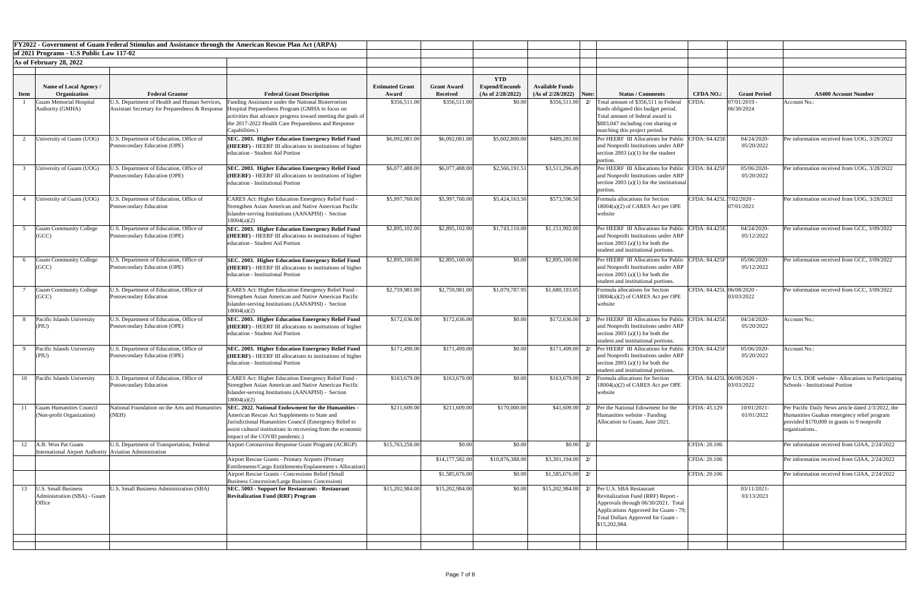**FY2022 - Government of Guam Federal Stimulus and Assistance through the American Rescue Plan Act (ARPA) of 2021 Programs - U.S Public Law 117-02**

**As of February 28, 2022**

| Item | Name of Local Agency / Organization | Federal Grantor | Federal Grant Description | Estimated Grant Award | Grant Award Received | YTD Expend/Encumb (As of 2/28/2022) | Available Funds (As of 2/28/2022) | Note: | Status / Comments | CFDA NO.: | Grant Period | AS400 Account Number |
|---|---|---|---|---|---|---|---|---|---|---|---|---|
| 1 | Guam Memorial Hospital Authority (GMHA) | U.S. Department of Health and Human Services, Assistant Secretary for Preparedness & Response | Funding Assistance under the National Bioterrorism Hospital Preparedness Program (GMHA to focus on activities that advance progress toward meeting the goals of the 2017-2022 Health Care Preparedness and Response Capabilities.) | $356,511.00 | $356,511.00 | $0.00 | $356,511.00 | 2/ | Total amount of $356,511 in Federal funds obligated this budget period. Total amount of federal award is $883,047 including cost sharing or matching this project period. | CFDA: | 07/01/2019 - 06/30/2024 | Account No.: |
| 2 | University of Guam (UOG) | U.S. Department of Education, Office of Postsecondary Education (OPE) | **SEC. 2003. Higher Education Emergency Relief Fund (HEERF)** - HEERF III allocations to institutions of higher education - Student Aid Portion | $6,092,081.00 | $6,092,081.00 | $5,602,800.00 | $489,281.00 | | Per HEERF III Allocations for Public and Nonprofit Institutions under ARP section 2003 (a)(1) for the student portion. | CFDA: 84.425E | 04/24/2020- 05/20/2022 | Per information received from UOG, 3/28/2022 |
| 3 | University of Guam (UOG) | U.S. Department of Education, Office of Postsecondary Education (OPE) | **SEC. 2003. Higher Education Emergency Relief Fund (HEERF)** - HEERF III allocations to institutions of higher education - Institutional Portion | $6,077,488.00 | $6,077,488.00 | $2,566,191.51 | $3,511,296.49 | | Per HEERF III Allocations for Public and Nonprofit Institutions under ARP section 2003 (a)(1) for the institutional portion. | CFDA: 84.425F | 05/06/2020- 05/20/2022 | Per information received from UOG, 3/28/2022 |
| 4 | University of Guam (UOG) | U.S. Department of Education, Office of Postsecondary Education | CARES Act: Higher Education Emergency Relief Fund - Strengthen Asian American and Native American Pacific Islander-serving Institutions (AANAPISI) - Section 18004(a)(2) | $5,997,760.00 | $5,997,760.00 | $5,424,163.50 | $573,596.50 | | Formula allocations for Section 18004(a)(2) of CARES Act per OPE website | CFDA: 84.425L | 7/02/2020 - 07/01/2021 | Per information received from UOG, 3/28/2022 |
| 5 | Guam Community College (GCC) | U.S. Department of Education, Office of Postsecondary Education (OPE) | **SEC. 2003. Higher Education Emergency Relief Fund (HEERF)** - HEERF III allocations to institutions of higher education - Student Aid Portion | $2,895,102.00 | $2,895,102.00 | $1,743,110.00 | $1,151,992.00 | | Per HEERF III Allocations for Public and Nonprofit Institutions under ARP section 2003 (a)(1) for both the student and institutional portions. | CFDA: 84.425E | 04/24/2020- 05/12/2022 | Per information received from GCC, 3/09/2022 |
| 6 | Guam Community College (GCC) | U.S. Department of Education, Office of Postsecondary Education (OPE) | **SEC. 2003. Higher Education Emergency Relief Fund (HEERF)** - HEERF III allocations to institutions of higher education - Institutional Portion | $2,895,100.00 | $2,895,100.00 | $0.00 | $2,895,100.00 | | Per HEERF III Allocations for Public and Nonprofit Institutions under ARP section 2003 (a)(1) for both the student and institutional portions. | CFDA: 84.425F | 05/06/2020- 05/12/2022 | Per information received from GCC, 3/09/2022 |
| 7 | Guam Community College (GCC) | U.S. Department of Education, Office of Postsecondary Education | CARES Act: Higher Education Emergency Relief Fund - Strengthen Asian American and Native American Pacific Islander-serving Institutions (AANAPISI) - Section 18004(a)(2) | $2,759,981.00 | $2,759,981.00 | $1,079,787.95 | $1,680,193.05 | | Formula allocations for Section 18004(a)(2) of CARES Act per OPE website | CFDA: 84.425L | 06/08/2020 - 03/03/2022 | Per information received from GCC, 3/09/2022 |
| 8 | Pacific Islands University (PIU) | U.S. Department of Education, Office of Postsecondary Education (OPE) | **SEC. 2003. Higher Education Emergency Relief Fund (HEERF)** - HEERF III allocations to institutions of higher education - Student Aid Portion | $172,636.00 | $172,636.00 | $0.00 | $172,636.00 | 2/ | Per HEERF III Allocations for Public and Nonprofit Institutions under ARP section 2003 (a)(1) for both the student and institutional portions. | CFDA: 84.425E | 04/24/2020- 05/20/2022 | Account No.: |
| 9 | Pacific Islands University (PIU) | U.S. Department of Education, Office of Postsecondary Education (OPE) | **SEC. 2003. Higher Education Emergency Relief Fund (HEERF)** - HEERF III allocations to institutions of higher education - Institutional Portion | $171,499.00 | $171,499.00 | $0.00 | $171,499.00 | 2/ | Per HEERF III Allocations for Public and Nonprofit Institutions under ARP section 2003 (a)(1) for both the student and institutional portions. | CFDA: 84.425F | 05/06/2020- 05/20/2022 | Account No.: |
| 10 | Pacific Islands University | U.S. Department of Education, Office of Postsecondary Education | CARES Act: Higher Education Emergency Relief Fund - Strengthen Asian American and Native American Pacific Islander-serving Institutions (AANAPISI) - Section 18004(a)(2) | $163,679.00 | $163,679.00 | $0.00 | $163,679.00 | 2/ | Formula allocations for Section 18004(a)(2) of CARES Act per OPE website | CFDA: 84.425L | 06/08/2020 - 03/03/2022 | Per U.S. DOE website - Allocations to Participating Schools - Institutional Portion |
| 11 | Guam Humanities Council (Non-profit Organization) | National Foundation on the Arts and Humanities (NEH) | **SEC. 2022. National Endowment for the Humanities** - American Rescue Act Supplements to State and Jurisdictional Humanities Council (Emergency Relief to assist cultural institutions in recovering from the economic impact of the COVID pandemic.) | $211,609.00 | $211,609.00 | $170,000.00 | $41,609.00 | 2/ | Per the National Edowment for the Humanities website - Funding Allocation to Guam, June 2021. | CFDA: 45.129 | 10/01/2021- 01/01/2022 | Per Pacific Daily News article dated 2/3/2022, the Humanities Guahan emergency relief program provided $170,000 in grants to 9 nonprofit organizations.. |
| 12 | A.B. Won Pat Guam International Airport Authority | U.S. Department of Transportation, Federal Aviation Administration | Airport Coronavirus Response Grant Program (ACRGP) | $15,763,258.00 | $0.00 | $0.00 | $0.00 | 2/ | | CFDA: 20.106 | | Per information received from GIAA, 2/24/2022 |
| | | | Airport Rescue Grants - Primary Airports (Primary Entitlements/Cargo Entitlements/Enplanement s Allocation) | | $14,177,582.00 | $10,876,388.00 | $3,301,194.00 | 2/ | | CFDA: 20.106 | | Per information received from GIAA, 2/24/2022 |
| | | | Airport Rescue Grants - Concessions Relief (Small Business Concession/Large Business Concession) | | $1,585,676.00 | $0.00 | $1,585,676.00 | 2/ | | CFDA: 20.106 | | Per information received from GIAA, 2/24/2022 |
| 13 | U.S. Small Business Administration (SBA) - Guam Office | U.S. Small Business Administration (SBA) | **SEC. 5003 - Support for Restaurants - Restaurant Revitalization Fund (RRF) Program** | $15,202,984.00 | $15,202,984.00 | $0.00 | $15,202,984.00 | 2/ | Per U.S. SBA Restaurant Revitalization Fund (RRF) Report - Approvals through 06/30/2021. Total Applications Approved for Guam - 79; Total Dollars Approved for Guam - $15,202,984. | | 03/11/2021- 03/13/2023 | |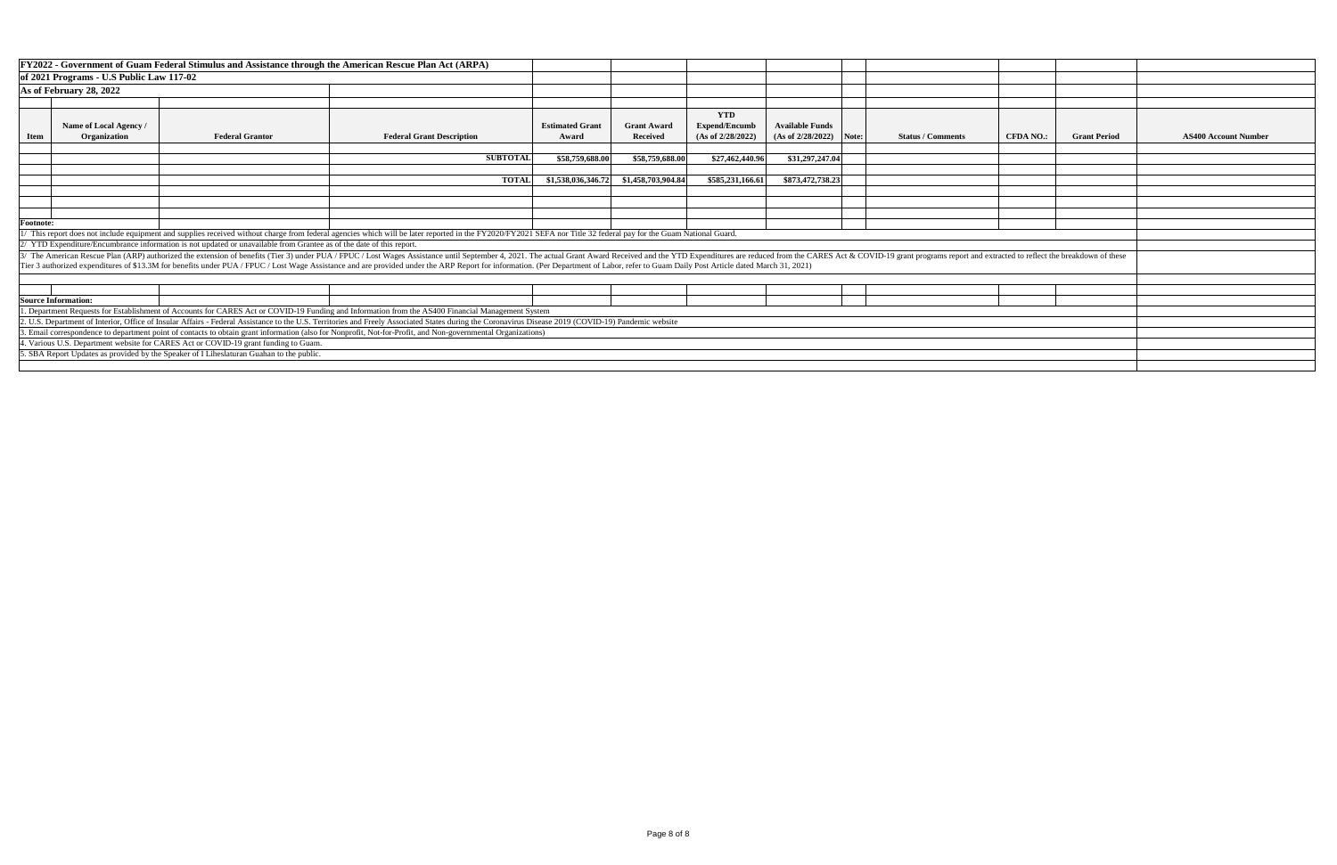## FY2022 - Government of Guam Federal Stimulus and Assistance through the American Rescue Plan Act (ARPA)

### of 2021 Programs - U.S Public Law 117-02

### As of February 28, 2022

| Item | Name of Local Agency / Organization | Federal Grantor | Federal Grant Description | Estimated Grant Award | Grant Award Received | YTD Expend/Encumb (As of 2/28/2022) | Available Funds (As of 2/28/2022) | Note: | Status / Comments | CFDA NO.: | Grant Period | AS400 Account Number |
|---|---|---|---|---|---|---|---|---|---|---|---|---|
| | | | **SUBTOTAL** | **$58,759,688.00** | **$58,759,688.00** | **$27,462,440.96** | **$31,297,247.04** | | | | | |
| | | | **TOTAL** | **$1,538,036,346.72** | **$1,458,703,904.84** | **$585,231,166.61** | **$873,472,738.23** | | | | | |

**Footnote:**

1/ This report does not include equipment and supplies received without charge from federal agencies which will be later reported in the FY2020/FY2021 SEFA nor Title 32 federal pay for the Guam National Guard.

2/ YTD Expenditure/Encumbrance information is not updated or unavailable from Grantee as of the date of this report.

3/ The American Rescue Plan (ARP) authorized the extension of benefits (Tier 3) under PUA / FPUC / Lost Wages Assistance until September 4, 2021. The actual Grant Award Received and the YTD Expenditures are reduced from the CARES Act & COVID-19 grant programs report and extracted to reflect the breakdown of these Tier 3 authorized expenditures of $13.3M for benefits under PUA / FPUC / Lost Wage Assistance and are provided under the ARP Report for information. (Per Department of Labor, refer to Guam Daily Post Article dated March 31, 2021)

**Source Information:**

1. Department Requests for Establishment of Accounts for CARES Act or COVID-19 Funding and Information from the AS400 Financial Management System
2. U.S. Department of Interior, Office of Insular Affairs - Federal Assistance to the U.S. Territories and Freely Associated States during the Coronavirus Disease 2019 (COVID-19) Pandemic website
3. Email correspondence to department point of contacts to obtain grant information (also for Nonprofit, Not-for-Profit, and Non-governmental Organizations)
4. Various U.S. Department website for CARES Act or COVID-19 grant funding to Guam.
5. SBA Report Updates as provided by the Speaker of I Liheslaturan Guahan to the public.